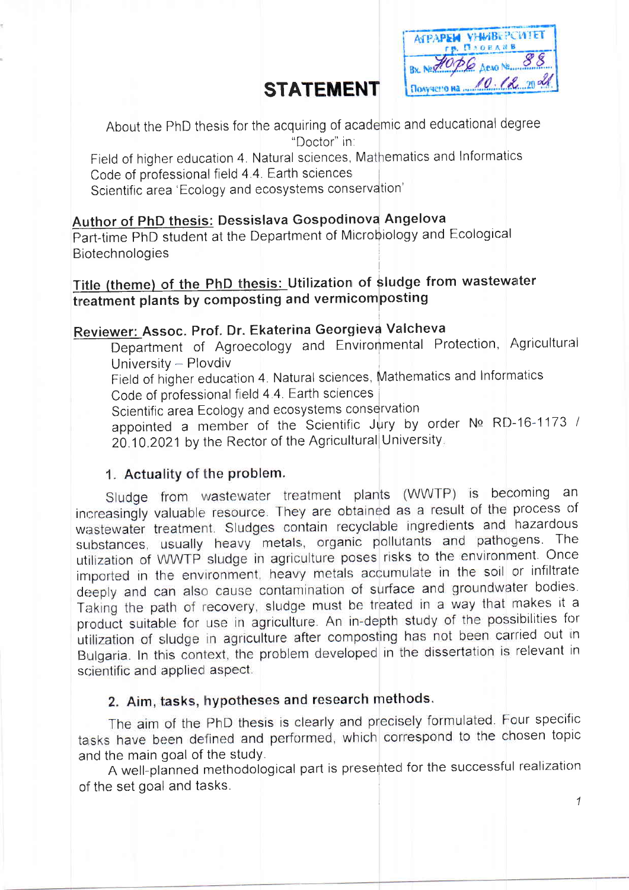# STATEMENT

About the PhD thesis for the acquiring of academic and educational degree "Doctor" in:

Field of higher education 4. Natural sciences, Mathematics and Informatics
Code of professional field 4.4. Earth sciences
Scientific area 'Ecology and ecosystems conservation'

**Author of PhD thesis: Dessislava Gospodinova Angelova**
Part-time PhD student at the Department of Microbiology and Ecological Biotechnologies

**Title (theme) of the PhD thesis: Utilization of sludge from wastewater treatment plants by composting and vermicomposting**

**Reviewer: Assoc. Prof. Dr. Ekaterina Georgieva Valcheva**

Department of Agroecology and Environmental Protection, Agricultural University – Plovdiv
Field of higher education 4. Natural sciences, Mathematics and Informatics
Code of professional field 4.4. Earth sciences
Scientific area Ecology and ecosystems conservation
appointed a member of the Scientific Jury by order № RD-16-1173 / 20.10.2021 by the Rector of the Agricultural University.

## 1. Actuality of the problem.

Sludge from wastewater treatment plants (WWTP) is becoming an increasingly valuable resource. They are obtained as a result of the process of wastewater treatment. Sludges contain recyclable ingredients and hazardous substances, usually heavy metals, organic pollutants and pathogens. The utilization of WWTP sludge in agriculture poses risks to the environment. Once imported in the environment, heavy metals accumulate in the soil or infiltrate deeply and can also cause contamination of surface and groundwater bodies. Taking the path of recovery, sludge must be treated in a way that makes it a product suitable for use in agriculture. An in-depth study of the possibilities for utilization of sludge in agriculture after composting has not been carried out in Bulgaria. In this context, the problem developed in the dissertation is relevant in scientific and applied aspect.

## 2. Aim, tasks, hypotheses and research methods.

The aim of the PhD thesis is clearly and precisely formulated. Four specific tasks have been defined and performed, which correspond to the chosen topic and the main goal of the study.

A well-planned methodological part is presented for the successful realization of the set goal and tasks.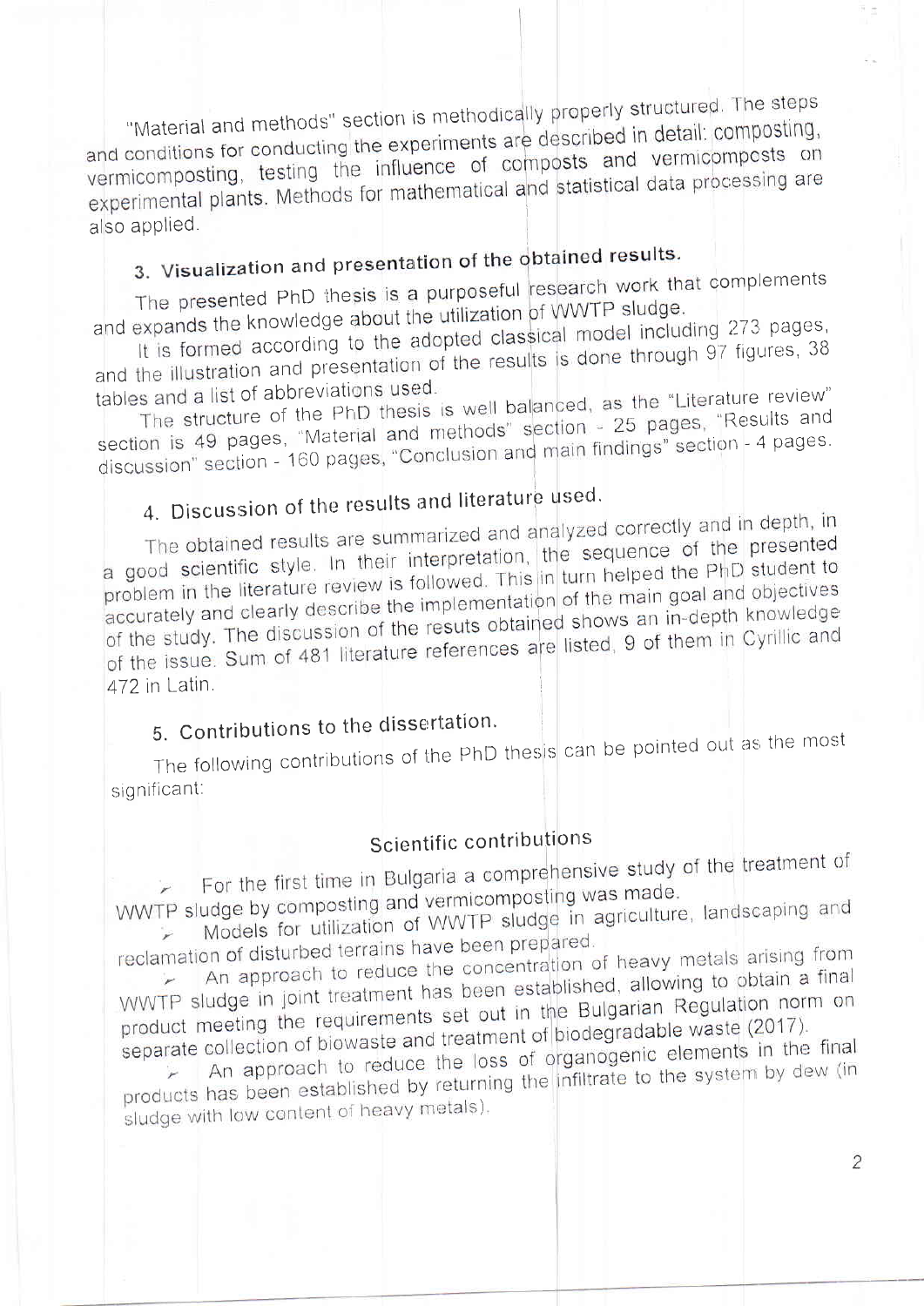"Material and methods" section is methodically properly structured. The steps and conditions for conducting the experiments are described in detail: composting, vermicomposting, testing the influence of composts and vermicomposts on experimental plants. Methods for mathematical and statistical data processing are also applied.

## 3. Visualization and presentation of the obtained results.

The presented PhD thesis is a purposeful research work that complements and expands the knowledge about the utilization of WWTP sludge.

It is formed according to the adopted classical model including 273 pages, and the illustration and presentation of the results is done through 97 figures, 38 tables and a list of abbreviations used.

The structure of the PhD thesis is well balanced, as the "Literature review" section is 49 pages, "Material and methods" section - 25 pages, "Results and discussion" section - 160 pages, "Conclusion and main findings" section - 4 pages.

## 4. Discussion of the results and literature used.

The obtained results are summarized and analyzed correctly and in depth, in a good scientific style. In their interpretation, the sequence of the presented problem in the literature review is followed. This in turn helped the PhD student to accurately and clearly describe the implementation of the main goal and objectives of the study. The discussion of the resuts obtained shows an in-depth knowledge of the issue. Sum of 481 literature references are listed, 9 of them in Cyrillic and 472 in Latin.

## 5. Contributions to the dissertation.

The following contributions of the PhD thesis can be pointed out as the most significant:

### Scientific contributions

- For the first time in Bulgaria a comprehensive study of the treatment of WWTP sludge by composting and vermicomposting was made.
- Models for utilization of WWTP sludge in agriculture, landscaping and reclamation of disturbed terrains have been prepared.
- An approach to reduce the concentration of heavy metals arising from WWTP sludge in joint treatment has been established, allowing to obtain a final product meeting the requirements set out in the Bulgarian Regulation norm on separate collection of biowaste and treatment of biodegradable waste (2017).
- An approach to reduce the loss of organogenic elements in the final products has been established by returning the infiltrate to the system by dew (in sludge with low content of heavy metals).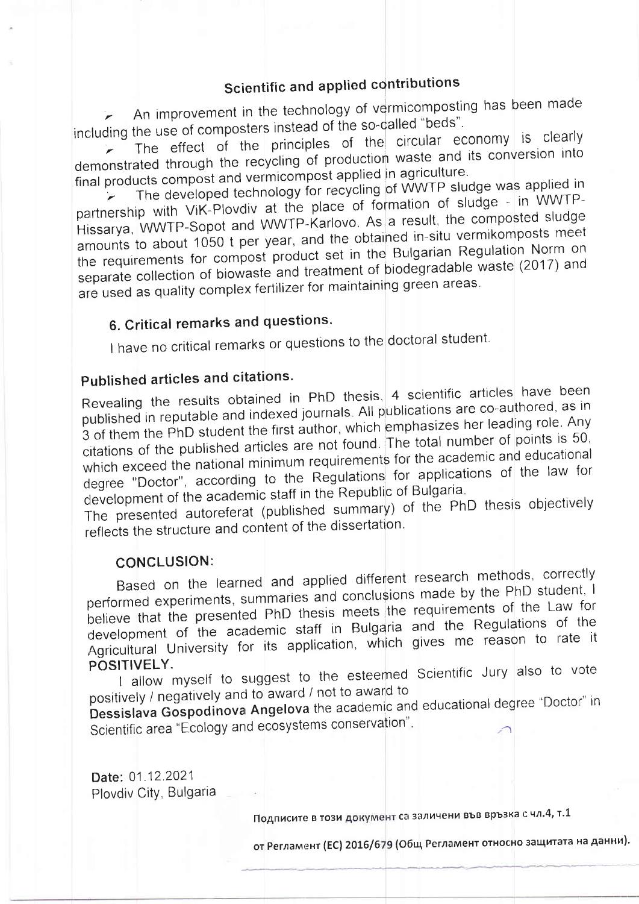## Scientific and applied contributions

- An improvement in the technology of vermicomposting has been made including the use of composters instead of the so-called "beds".
- The effect of the principles of the circular economy is clearly demonstrated through the recycling of production waste and its conversion into final products compost and vermicompost applied in agriculture.
- The developed technology for recycling of WWTP sludge was applied in partnership with ViK-Plovdiv at the place of formation of sludge - in WWTP-Hissarya, WWTP-Sopot and WWTP-Karlovo. As a result, the composted sludge amounts to about 1050 t per year, and the obtained in-situ vermikomposts meet the requirements for compost product set in the Bulgarian Regulation Norm on separate collection of biowaste and treatment of biodegradable waste (2017) and are used as quality complex fertilizer for maintaining green areas.

## 6. Critical remarks and questions.

I have no critical remarks or questions to the doctoral student.

## Published articles and citations.

Revealing the results obtained in PhD thesis, 4 scientific articles have been published in reputable and indexed journals. All publications are co-authored, as in 3 of them the PhD student the first author, which emphasizes her leading role. Any citations of the published articles are not found. The total number of points is 50, which exceed the national minimum requirements for the academic and educational degree "Doctor", according to the Regulations for applications of the law for development of the academic staff in the Republic of Bulgaria.

The presented autoreferat (published summary) of the PhD thesis objectively reflects the structure and content of the dissertation.

## CONCLUSION:

Based on the learned and applied different research methods, correctly performed experiments, summaries and conclusions made by the PhD student, I believe that the presented PhD thesis meets the requirements of the Law for development of the academic staff in Bulgaria and the Regulations of the Agricultural University for its application, which gives me reason to rate it **POSITIVELY.**

I allow myself to suggest to the esteemed Scientific Jury also to vote positively / negatively and to award / not to award to **Dessislava Gospodinova Angelova** the academic and educational degree "Doctor" in Scientific area "Ecology and ecosystems conservation".

**Date:** 01.12.2021
Plovdiv City, Bulgaria

**Подписите в този документ са заличени във връзка с чл.4, т.1 от Регламент (ЕС) 2016/679 (Общ Регламент относно защитата на данни).**